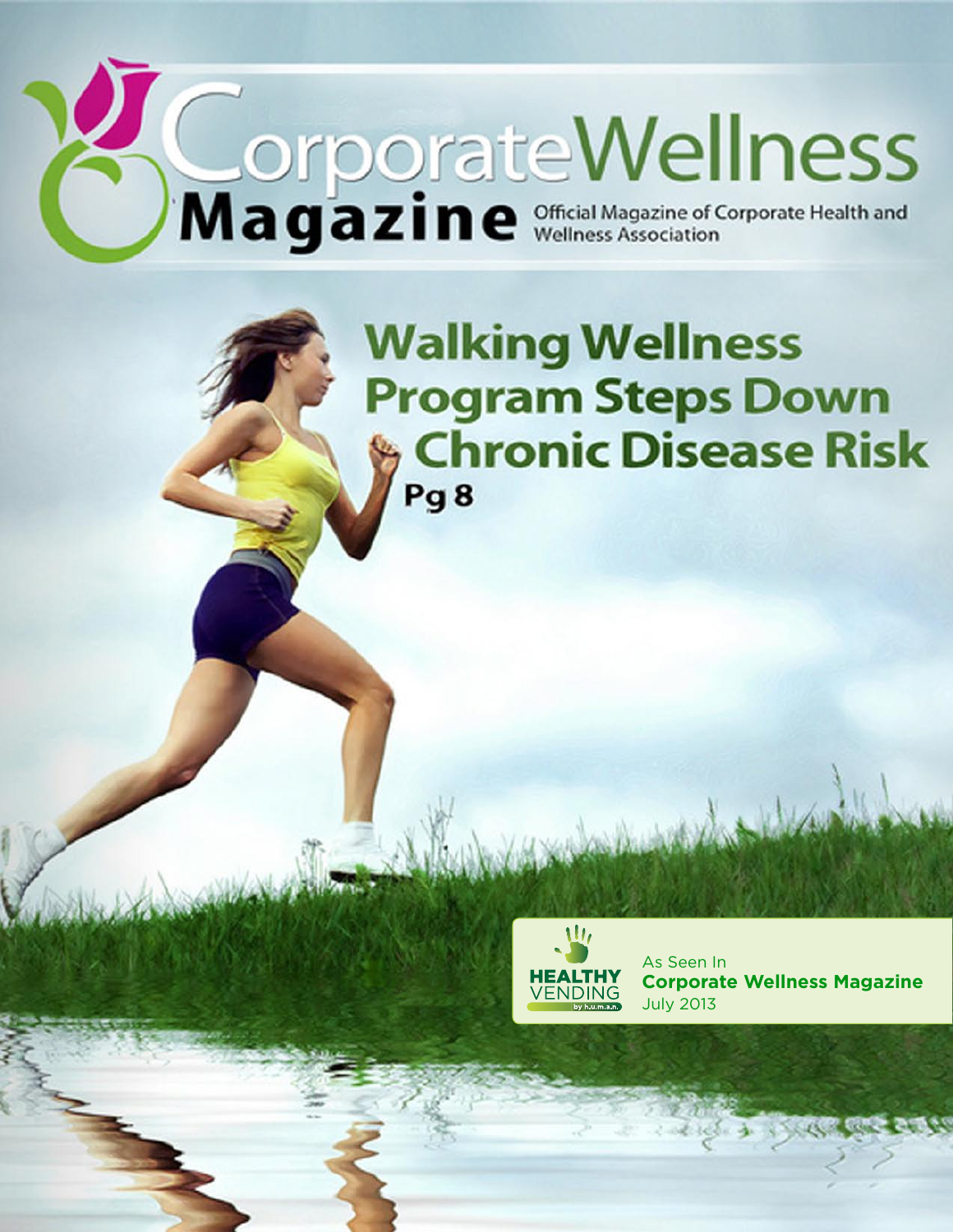# Corporate Wellness Magazine

Official Magazine of Corporate Health and Wellness Association

## Walking Wellness Program Steps Down Chronic Disease Risk

**Pg 8**

HEALTHY VENDING by h.u.m.a.n.

As Seen In
**Corporate Wellness Magazine**
July 2013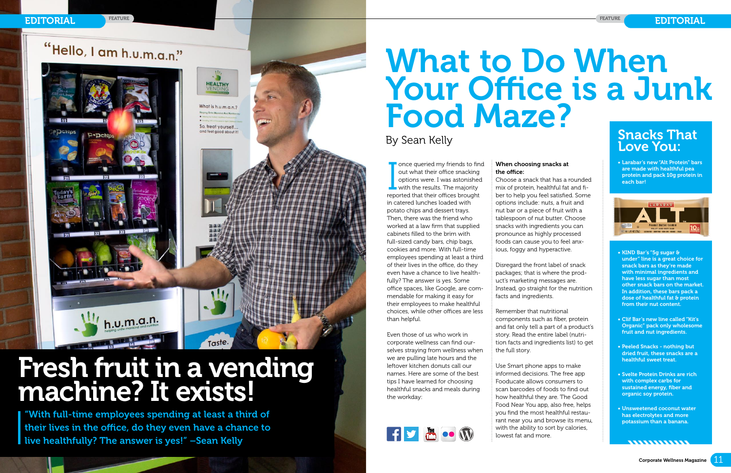# Fresh fruit in a vending machine? It exists!

"With full-time employees spending at least a third of their lives in the office, do they even have a chance to live healthfully? The answer is yes!" –Sean Kelly

# What to Do When Your Office is a Junk Food Maze?

By Sean Kelly

I once queried my friends to find out what their office snacking options were. I was astonished with the results. The majority reported that their offices brought in catered lunches loaded with potato chips and dessert trays. Then, there was the friend who worked at a law firm that supplied cabinets filled to the brim with full-sized candy bars, chip bags, cookies and more. With full-time employees spending at least a third of their lives in the office, do they even have a chance to live healthfully? The answer is yes. Some office spaces, like Google, are commendable for making it easy for their employees to make healthful choices, while other offices are less than helpful.

Even those of us who work in corporate wellness can find ourselves straying from wellness when we are pulling late hours and the leftover kitchen donuts call our names. Here are some of the best tips I have learned for choosing healthful snacks and meals during the workday:

**When choosing snacks at the office:**

Choose a snack that has a rounded mix of protein, healthful fat and fiber to help you feel satisfied. Some options include: nuts, a fruit and nut bar or a piece of fruit with a tablespoon of nut butter. Choose snacks with ingredients you can pronounce as highly processed foods can cause you to feel anxious, foggy and hyperactive.

Disregard the front label of snack packages; that is where the product's marketing messages are. Instead, go straight for the nutrition facts and ingredients.

Remember that nutritional components such as fiber, protein and fat only tell a part of a product's story. Read the entire label (nutrition facts and ingredients list) to get the full story.

Use Smart phone apps to make informed decisions. The free app Fooducate allows consumers to scan barcodes of foods to find out how healthful they are. The Good Food Near You app, also free, helps you find the most healthful restaurant near you and browse its menu, with the ability to sort by calories, lowest fat and more.

## Snacks That Love You:

- Larabar's new "Alt Protein" bars are made with healthful pea protein and pack 10g protein in each bar!
- KIND Bar's "5g sugar & under" line is a great choice for snack bars as they're made with minimal ingredients and have less sugar than most other snack bars on the market. In addition, these bars pack a dose of healthful fat & protein from their nut content.
- Clif Bar's new line called "Kit's Organic" pack only wholesome fruit and nut ingredients.
- Peeled Snacks - nothing but dried fruit, these snacks are a healthful sweet treat.
- Svelte Protein Drinks are rich with complex carbs for sustained energy, fiber and organic soy protein.
- Unsweetened coconut water has electrolytes and more potassium than a banana.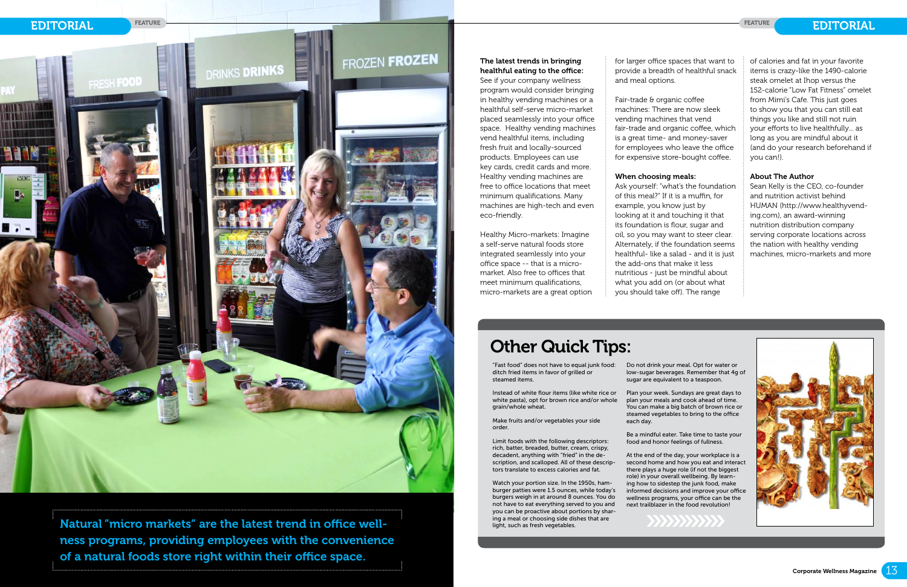Natural "micro markets" are the latest trend in office wellness programs, providing employees with the convenience of a natural foods store right within their office space.

**The latest trends in bringing healthful eating to the office:**
See if your company wellness program would consider bringing in healthy vending machines or a healthful self-serve micro-market placed seamlessly into your office space. Healthy vending machines vend healthful items, including fresh fruit and locally-sourced products. Employees can use key cards, credit cards and more. Healthy vending machines are free to office locations that meet minimum qualifications. Many machines are high-tech and even eco-friendly.

Healthy Micro-markets: Imagine a self-serve natural foods store integrated seamlessly into your office space -- that is a micro-market. Also free to offices that meet minimum qualifications, micro-markets are a great option for larger office spaces that want to provide a breadth of healthful snack and meal options.

Fair-trade & organic coffee machines: There are now sleek vending machines that vend fair-trade and organic coffee, which is a great time- and money-saver for employees who leave the office for expensive store-bought coffee.

**When choosing meals:**
Ask yourself: "what's the foundation of this meal?" If it is a muffin, for example, you know just by looking at it and touching it that its foundation is flour, sugar and oil, so you may want to steer clear. Alternately, if the foundation seems healthful- like a salad - and it is just the add-ons that make it less nutritious - just be mindful about what you add on (or about what you should take off). The range of calories and fat in your favorite items is crazy-like the 1490-calorie steak omelet at Ihop versus the 152-calorie "Low Fat Fitness" omelet from Mimi's Cafe. This just goes to show you that you can still eat things you like and still not ruin your efforts to live healthfully... as long as you are mindful about it (and do your research beforehand if you can!).

**About The Author**
Sean Kelly is the CEO, co-founder and nutrition activist behind HUMAN (http://www.healthyvending.com), an award-winning nutrition distribution company serving corporate locations across the nation with healthy vending machines, micro-markets and more

## Other Quick Tips:

"Fast food" does not have to equal junk food: ditch fried items in favor of grilled or steamed items.

Instead of white flour items (like white rice or white pasta), opt for brown rice and/or whole grain/whole wheat.

Make fruits and/or vegetables your side order.

Limit foods with the following descriptors: rich, batter, breaded, butter, cream, crispy, decadent, anything with "fried" in the description, and scalloped. All of these descriptors translate to excess calories and fat.

Watch your portion size. In the 1950s, hamburger patties were 1.5 ounces, while today's burgers weigh in at around 8 ounces. You do not have to eat everything served to you and you can be proactive about portions by sharing a meal or choosing side dishes that are light, such as fresh vegetables.

Do not drink your meal. Opt for water or low-sugar beverages. Remember that 4g of sugar are equivalent to a teaspoon.

Plan your week. Sundays are great days to plan your meals and cook ahead of time. You can make a big batch of brown rice or steamed vegetables to bring to the office each day.

Be a mindful eater. Take time to taste your food and honor feelings of fullness.

At the end of the day, your workplace is a second home and how you eat and interact there plays a huge role (if not the biggest role) in your overall wellbeing. By learning how to sidestep the junk food, make informed decisions and improve your office wellness programs, your office can be the next trailblazer in the food revolution!